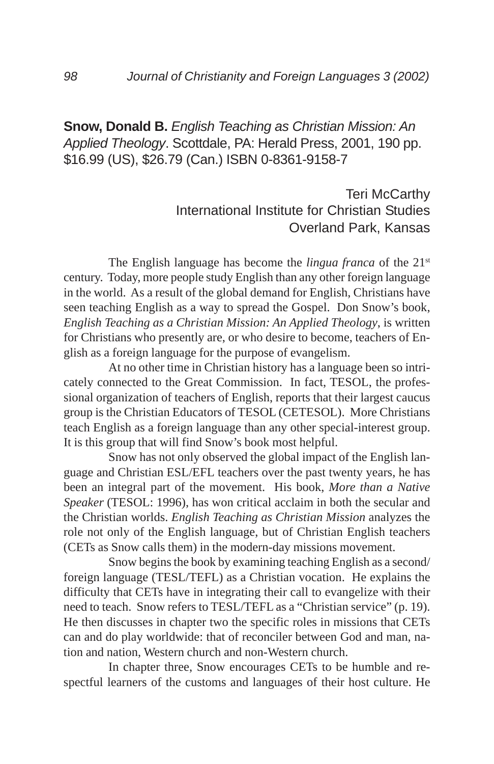**Snow, Donald B.** *English Teaching as Christian Mission: An Applied Theology*. Scottdale, PA: Herald Press, 2001, 190 pp. $16.99 (US), $26.79 (Can.) ISBN 0-8361-9158-7

Teri McCarthy
International Institute for Christian Studies
Overland Park, Kansas

The English language has become the *lingua franca* of the 21st century. Today, more people study English than any other foreign language in the world. As a result of the global demand for English, Christians have seen teaching English as a way to spread the Gospel. Don Snow's book, *English Teaching as a Christian Mission: An Applied Theology*, is written for Christians who presently are, or who desire to become, teachers of English as a foreign language for the purpose of evangelism.

At no other time in Christian history has a language been so intricately connected to the Great Commission. In fact, TESOL, the professional organization of teachers of English, reports that their largest caucus group is the Christian Educators of TESOL (CETESOL). More Christians teach English as a foreign language than any other special-interest group. It is this group that will find Snow's book most helpful.

Snow has not only observed the global impact of the English language and Christian ESL/EFL teachers over the past twenty years, he has been an integral part of the movement. His book, *More than a Native Speaker* (TESOL: 1996), has won critical acclaim in both the secular and the Christian worlds. *English Teaching as Christian Mission* analyzes the role not only of the English language, but of Christian English teachers (CETs as Snow calls them) in the modern-day missions movement.

Snow begins the book by examining teaching English as a second/foreign language (TESL/TEFL) as a Christian vocation. He explains the difficulty that CETs have in integrating their call to evangelize with their need to teach. Snow refers to TESL/TEFL as a "Christian service" (p. 19). He then discusses in chapter two the specific roles in missions that CETs can and do play worldwide: that of reconciler between God and man, nation and nation, Western church and non-Western church.

In chapter three, Snow encourages CETs to be humble and respectful learners of the customs and languages of their host culture. He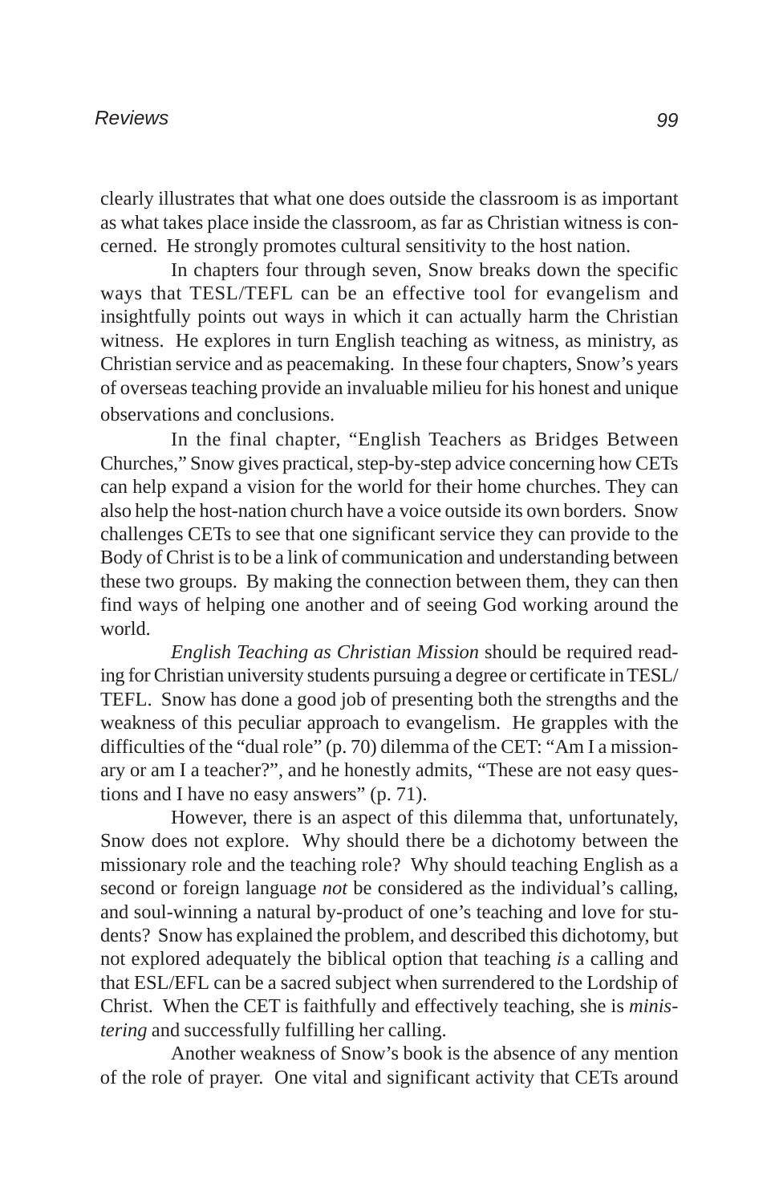clearly illustrates that what one does outside the classroom is as important as what takes place inside the classroom, as far as Christian witness is concerned. He strongly promotes cultural sensitivity to the host nation.

In chapters four through seven, Snow breaks down the specific ways that TESL/TEFL can be an effective tool for evangelism and insightfully points out ways in which it can actually harm the Christian witness. He explores in turn English teaching as witness, as ministry, as Christian service and as peacemaking. In these four chapters, Snow's years of overseas teaching provide an invaluable milieu for his honest and unique observations and conclusions.

In the final chapter, "English Teachers as Bridges Between Churches," Snow gives practical, step-by-step advice concerning how CETs can help expand a vision for the world for their home churches. They can also help the host-nation church have a voice outside its own borders. Snow challenges CETs to see that one significant service they can provide to the Body of Christ is to be a link of communication and understanding between these two groups. By making the connection between them, they can then find ways of helping one another and of seeing God working around the world.

*English Teaching as Christian Mission* should be required reading for Christian university students pursuing a degree or certificate in TESL/TEFL. Snow has done a good job of presenting both the strengths and the weakness of this peculiar approach to evangelism. He grapples with the difficulties of the "dual role" (p. 70) dilemma of the CET: "Am I a missionary or am I a teacher?", and he honestly admits, "These are not easy questions and I have no easy answers" (p. 71).

However, there is an aspect of this dilemma that, unfortunately, Snow does not explore. Why should there be a dichotomy between the missionary role and the teaching role? Why should teaching English as a second or foreign language *not* be considered as the individual's calling, and soul-winning a natural by-product of one's teaching and love for students? Snow has explained the problem, and described this dichotomy, but not explored adequately the biblical option that teaching *is* a calling and that ESL/EFL can be a sacred subject when surrendered to the Lordship of Christ. When the CET is faithfully and effectively teaching, she is *ministering* and successfully fulfilling her calling.

Another weakness of Snow's book is the absence of any mention of the role of prayer. One vital and significant activity that CETs around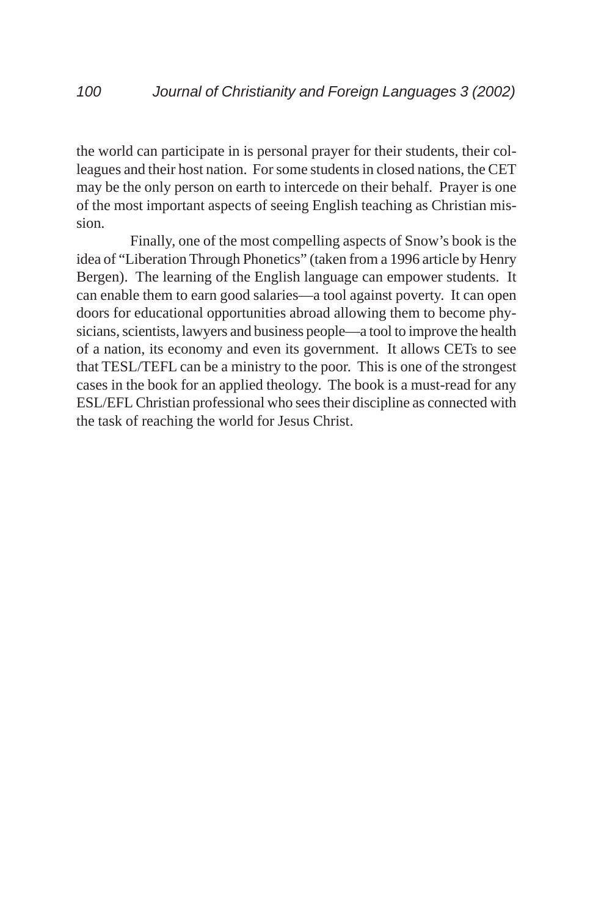the world can participate in is personal prayer for their students, their colleagues and their host nation. For some students in closed nations, the CET may be the only person on earth to intercede on their behalf. Prayer is one of the most important aspects of seeing English teaching as Christian mission.

Finally, one of the most compelling aspects of Snow's book is the idea of "Liberation Through Phonetics" (taken from a 1996 article by Henry Bergen). The learning of the English language can empower students. It can enable them to earn good salaries—a tool against poverty. It can open doors for educational opportunities abroad allowing them to become physicians, scientists, lawyers and business people—a tool to improve the health of a nation, its economy and even its government. It allows CETs to see that TESL/TEFL can be a ministry to the poor. This is one of the strongest cases in the book for an applied theology. The book is a must-read for any ESL/EFL Christian professional who sees their discipline as connected with the task of reaching the world for Jesus Christ.